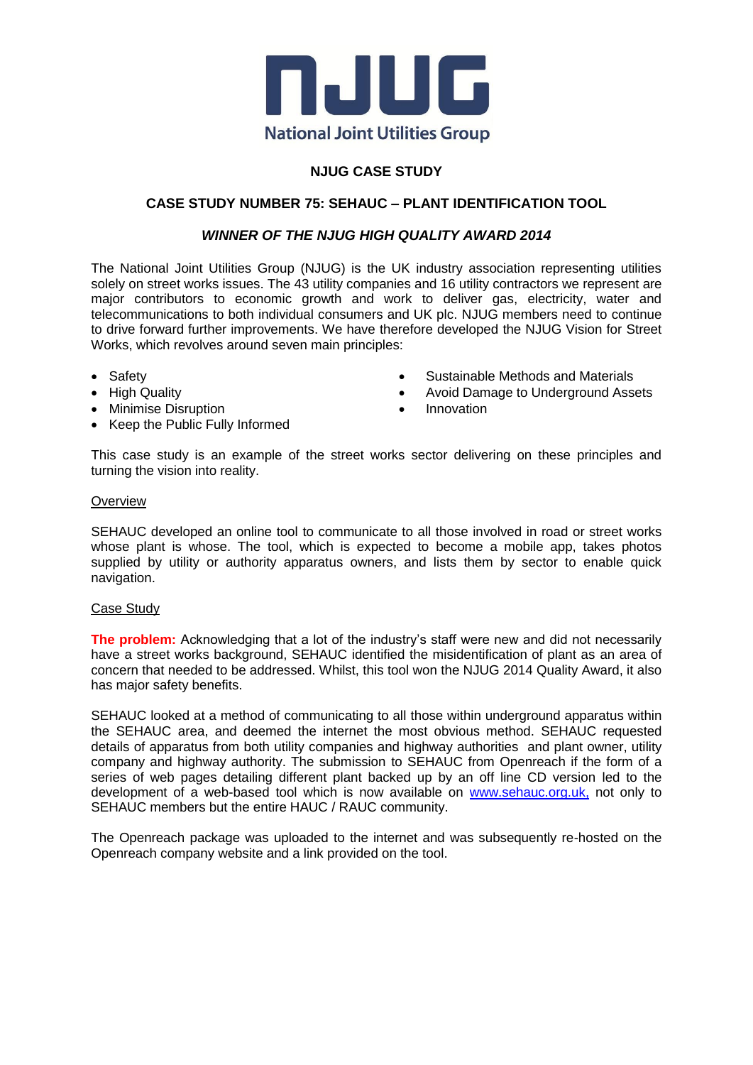NJUG

National Joint Utilities Group

## NJUG CASE STUDY

## CASE STUDY NUMBER 75: SEHAUC – PLANT IDENTIFICATION TOOL

### *WINNER OF THE NJUG HIGH QUALITY AWARD 2014*

The National Joint Utilities Group (NJUG) is the UK industry association representing utilities solely on street works issues. The 43 utility companies and 16 utility contractors we represent are major contributors to economic growth and work to deliver gas, electricity, water and telecommunications to both individual consumers and UK plc. NJUG members need to continue to drive forward further improvements. We have therefore developed the NJUG Vision for Street Works, which revolves around seven main principles:

- Safety
- High Quality
- Minimise Disruption
- Keep the Public Fully Informed
- Sustainable Methods and Materials
- Avoid Damage to Underground Assets
- Innovation

This case study is an example of the street works sector delivering on these principles and turning the vision into reality.

<u>Overview</u>

SEHAUC developed an online tool to communicate to all those involved in road or street works whose plant is whose. The tool, which is expected to become a mobile app, takes photos supplied by utility or authority apparatus owners, and lists them by sector to enable quick navigation.

<u>Case Study</u>

**The problem:** Acknowledging that a lot of the industry's staff were new and did not necessarily have a street works background, SEHAUC identified the misidentification of plant as an area of concern that needed to be addressed. Whilst, this tool won the NJUG 2014 Quality Award, it also has major safety benefits.

SEHAUC looked at a method of communicating to all those within underground apparatus within the SEHAUC area, and deemed the internet the most obvious method. SEHAUC requested details of apparatus from both utility companies and highway authorities and plant owner, utility company and highway authority. The submission to SEHAUC from Openreach if the form of a series of web pages detailing different plant backed up by an off line CD version led to the development of a web-based tool which is now available on [www.sehauc.org.uk,](http://www.sehauc.org.uk) not only to SEHAUC members but the entire HAUC / RAUC community.

The Openreach package was uploaded to the internet and was subsequently re-hosted on the Openreach company website and a link provided on the tool.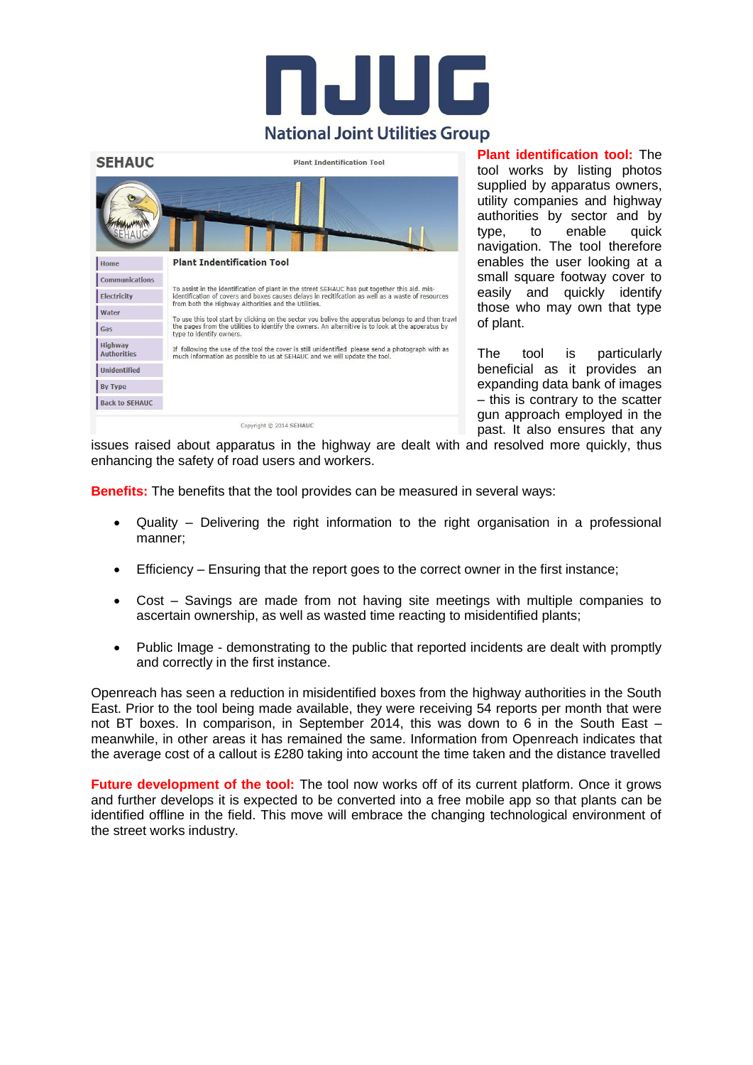**Plant identification tool:** The tool works by listing photos supplied by apparatus owners, utility companies and highway authorities by sector and by type, to enable quick navigation. The tool therefore enables the user looking at a small square footway cover to easily and quickly identify those who may own that type of plant.

The tool is particularly beneficial as it provides an expanding data bank of images – this is contrary to the scatter gun approach employed in the past. It also ensures that any issues raised about apparatus in the highway are dealt with and resolved more quickly, thus enhancing the safety of road users and workers.

**Benefits:** The benefits that the tool provides can be measured in several ways:

- Quality – Delivering the right information to the right organisation in a professional manner;
- Efficiency – Ensuring that the report goes to the correct owner in the first instance;
- Cost – Savings are made from not having site meetings with multiple companies to ascertain ownership, as well as wasted time reacting to misidentified plants;
- Public Image - demonstrating to the public that reported incidents are dealt with promptly and correctly in the first instance.

Openreach has seen a reduction in misidentified boxes from the highway authorities in the South East. Prior to the tool being made available, they were receiving 54 reports per month that were not BT boxes. In comparison, in September 2014, this was down to 6 in the South East – meanwhile, in other areas it has remained the same. Information from Openreach indicates that the average cost of a callout is £280 taking into account the time taken and the distance travelled

**Future development of the tool:** The tool now works off of its current platform. Once it grows and further develops it is expected to be converted into a free mobile app so that plants can be identified offline in the field. This move will embrace the changing technological environment of the street works industry.